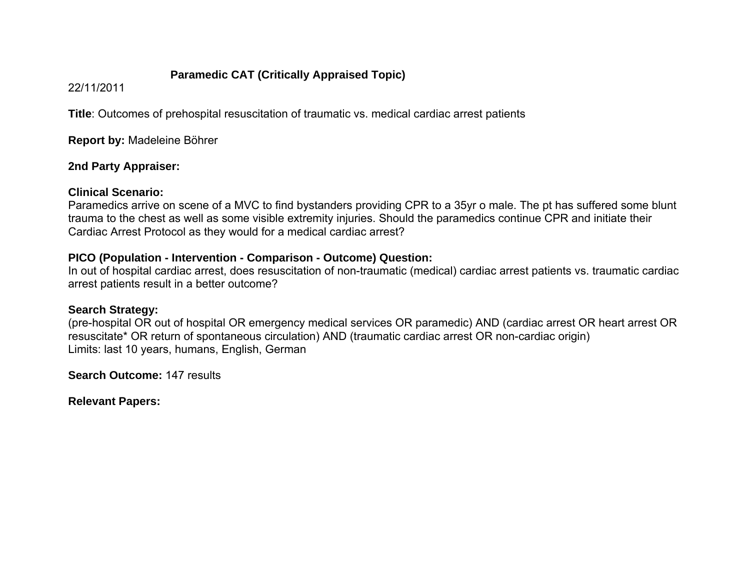# Paramedic CAT (Critically Appraised Topic)

22/11/2011

**Title**: Outcomes of prehospital resuscitation of traumatic vs. medical cardiac arrest patients

**Report by:** Madeleine Böhrer

**2nd Party Appraiser:**

**Clinical Scenario:**
Paramedics arrive on scene of a MVC to find bystanders providing CPR to a 35yr o male. The pt has suffered some blunt trauma to the chest as well as some visible extremity injuries. Should the paramedics continue CPR and initiate their Cardiac Arrest Protocol as they would for a medical cardiac arrest?

**PICO (Population - Intervention - Comparison - Outcome) Question:**
In out of hospital cardiac arrest, does resuscitation of non-traumatic (medical) cardiac arrest patients vs. traumatic cardiac arrest patients result in a better outcome?

**Search Strategy:**
(pre-hospital OR out of hospital OR emergency medical services OR paramedic) AND (cardiac arrest OR heart arrest OR resuscitate* OR return of spontaneous circulation) AND (traumatic cardiac arrest OR non-cardiac origin)
Limits: last 10 years, humans, English, German

**Search Outcome:** 147 results

**Relevant Papers:**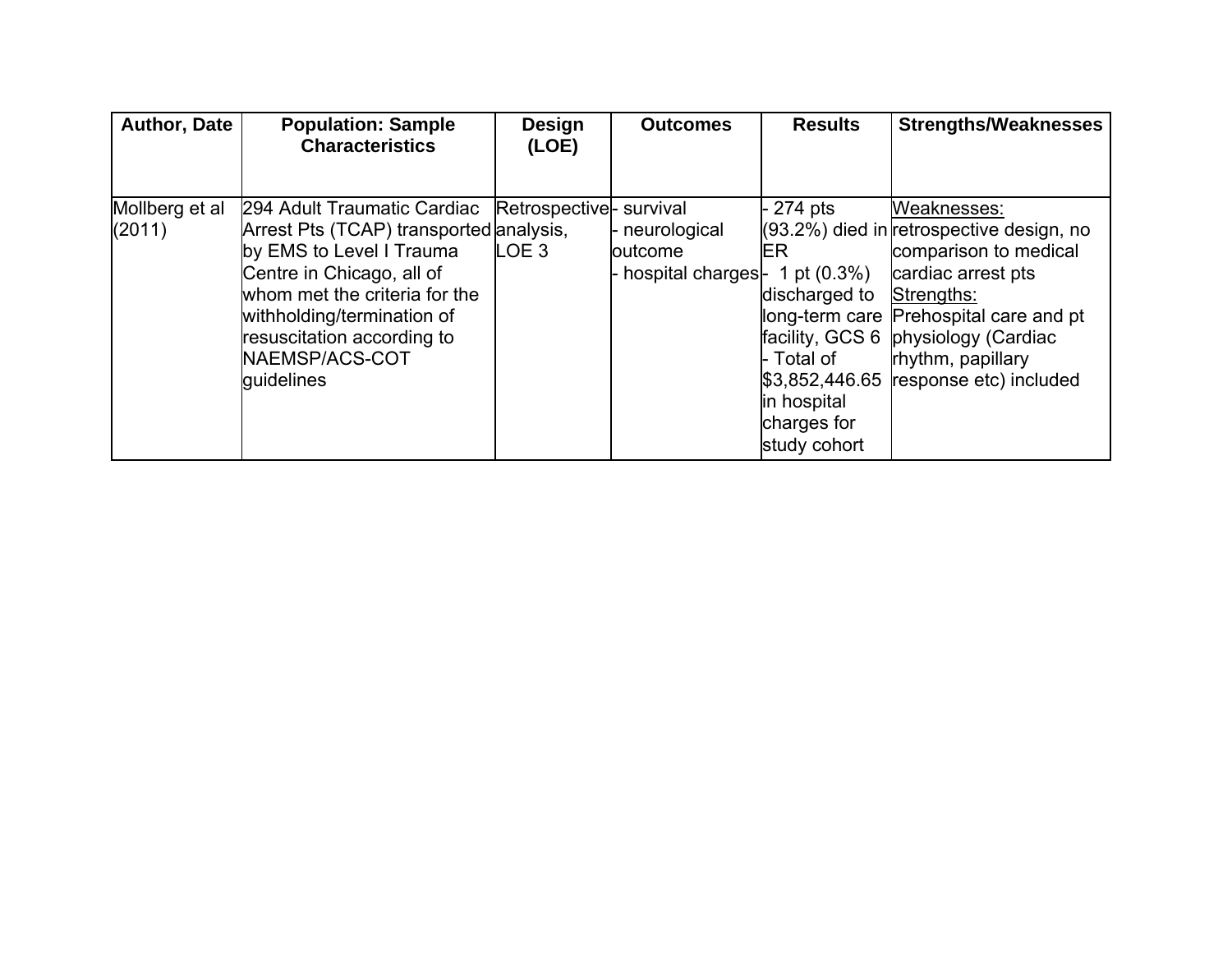| Author, Date | Population: Sample Characteristics | Design (LOE) | Outcomes | Results | Strengths/Weaknesses |
|---|---|---|---|---|---|
| Mollberg et al (2011) | 294 Adult Traumatic Cardiac Arrest Pts (TCAP) transported by EMS to Level I Trauma Centre in Chicago, all of whom met the criteria for the withholding/termination of resuscitation according to NAEMSP/ACS-COT guidelines | Retrospective analysis, LOE 3 | - survival<br>- neurological outcome<br>- hospital charges | - 274 pts (93.2%) died in ER<br>- 1 pt (0.3%) discharged to long-term care facility, GCS 6<br>- Total of $3,852,446.65 in hospital charges for study cohort | <u>Weaknesses:</u> retrospective design, no comparison to medical cardiac arrest pts<br><u>Strengths:</u> Prehospital care and pt physiology (Cardiac rhythm, papillary response etc) included |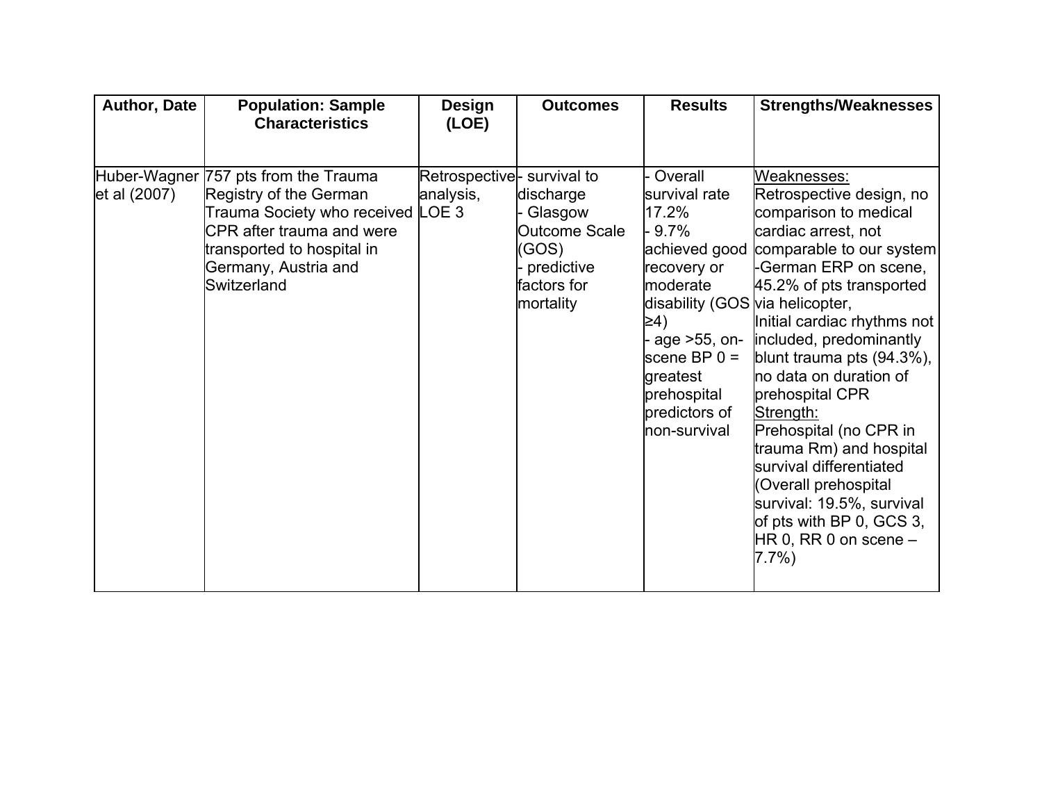| Author, Date | Population: Sample Characteristics | Design (LOE) | Outcomes | Results | Strengths/Weaknesses |
|---|---|---|---|---|---|
| Huber-Wagner et al (2007) | 757 pts from the Trauma Registry of the German Trauma Society who received CPR after trauma and were transported to hospital in Germany, Austria and Switzerland | Retrospective analysis, LOE 3 | - survival to discharge<br>- Glasgow Outcome Scale (GOS)<br>- predictive factors for mortality | - Overall survival rate 17.2%<br>- 9.7% achieved good recovery or moderate disability (GOS ≥4)<br>- age >55, on-scene BP 0 = greatest prehospital predictors of non-survival | Weaknesses:<br>Retrospective design, no comparison to medical cardiac arrest, not comparable to our system -German ERP on scene, 45.2% of pts transported via helicopter,<br>Initial cardiac rhythms not included, predominantly blunt trauma pts (94.3%), no data on duration of prehospital CPR<br>Strength:<br>Prehospital (no CPR in trauma Rm) and hospital survival differentiated (Overall prehospital survival: 19.5%, survival of pts with BP 0, GCS 3, HR 0, RR 0 on scene – 7.7%) |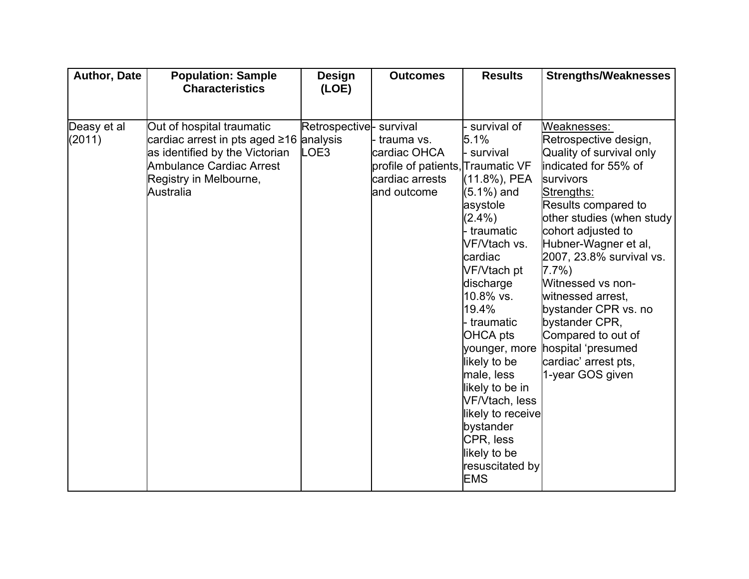| Author, Date | Population: Sample Characteristics | Design (LOE) | Outcomes | Results | Strengths/Weaknesses |
|---|---|---|---|---|---|
| Deasy et al (2011) | Out of hospital traumatic cardiac arrest in pts aged ≥16 as identified by the Victorian Ambulance Cardiac Arrest Registry in Melbourne, Australia | Retrospective analysis LOE3 | - survival<br>- trauma vs. cardiac OHCA profile of patients, cardiac arrests and outcome | - survival of 5.1%<br>- survival Traumatic VF (11.8%), PEA (5.1%) and asystole (2.4%)<br>- traumatic VF/Vtach vs. cardiac VF/Vtach pt discharge 10.8% vs. 19.4%<br>- traumatic OHCA pts younger, more likely to be male, less likely to be in VF/Vtach, less likely to receive bystander CPR, less likely to be resuscitated by EMS | Weaknesses:<br>Retrospective design, Quality of survival only indicated for 55% of survivors<br>Strengths:<br>Results compared to other studies (when study cohort adjusted to Hubner-Wagner et al, 2007, 23.8% survival vs. 7.7%)<br>Witnessed vs non-witnessed arrest, bystander CPR vs. no bystander CPR,<br>Compared to out of hospital 'presumed cardiac' arrest pts,<br>1-year GOS given |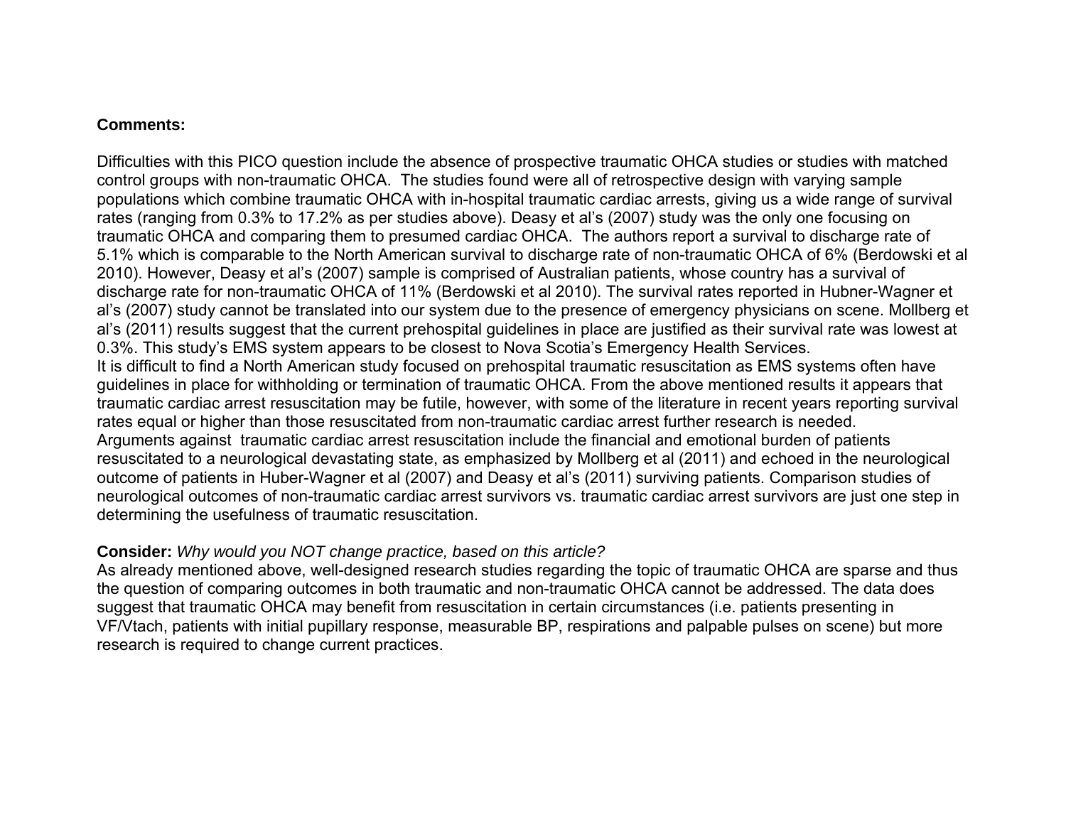**Comments:**

Difficulties with this PICO question include the absence of prospective traumatic OHCA studies or studies with matched control groups with non-traumatic OHCA. The studies found were all of retrospective design with varying sample populations which combine traumatic OHCA with in-hospital traumatic cardiac arrests, giving us a wide range of survival rates (ranging from 0.3% to 17.2% as per studies above). Deasy et al's (2007) study was the only one focusing on traumatic OHCA and comparing them to presumed cardiac OHCA. The authors report a survival to discharge rate of 5.1% which is comparable to the North American survival to discharge rate of non-traumatic OHCA of 6% (Berdowski et al 2010). However, Deasy et al's (2007) sample is comprised of Australian patients, whose country has a survival of discharge rate for non-traumatic OHCA of 11% (Berdowski et al 2010). The survival rates reported in Hubner-Wagner et al's (2007) study cannot be translated into our system due to the presence of emergency physicians on scene. Mollberg et al's (2011) results suggest that the current prehospital guidelines in place are justified as their survival rate was lowest at 0.3%. This study's EMS system appears to be closest to Nova Scotia's Emergency Health Services.
It is difficult to find a North American study focused on prehospital traumatic resuscitation as EMS systems often have guidelines in place for withholding or termination of traumatic OHCA. From the above mentioned results it appears that traumatic cardiac arrest resuscitation may be futile, however, with some of the literature in recent years reporting survival rates equal or higher than those resuscitated from non-traumatic cardiac arrest further research is needed.
Arguments against traumatic cardiac arrest resuscitation include the financial and emotional burden of patients resuscitated to a neurological devastating state, as emphasized by Mollberg et al (2011) and echoed in the neurological outcome of patients in Huber-Wagner et al (2007) and Deasy et al's (2011) surviving patients. Comparison studies of neurological outcomes of non-traumatic cardiac arrest survivors vs. traumatic cardiac arrest survivors are just one step in determining the usefulness of traumatic resuscitation.

**Consider:** *Why would you NOT change practice, based on this article?*
As already mentioned above, well-designed research studies regarding the topic of traumatic OHCA are sparse and thus the question of comparing outcomes in both traumatic and non-traumatic OHCA cannot be addressed. The data does suggest that traumatic OHCA may benefit from resuscitation in certain circumstances (i.e. patients presenting in VF/Vtach, patients with initial pupillary response, measurable BP, respirations and palpable pulses on scene) but more research is required to change current practices.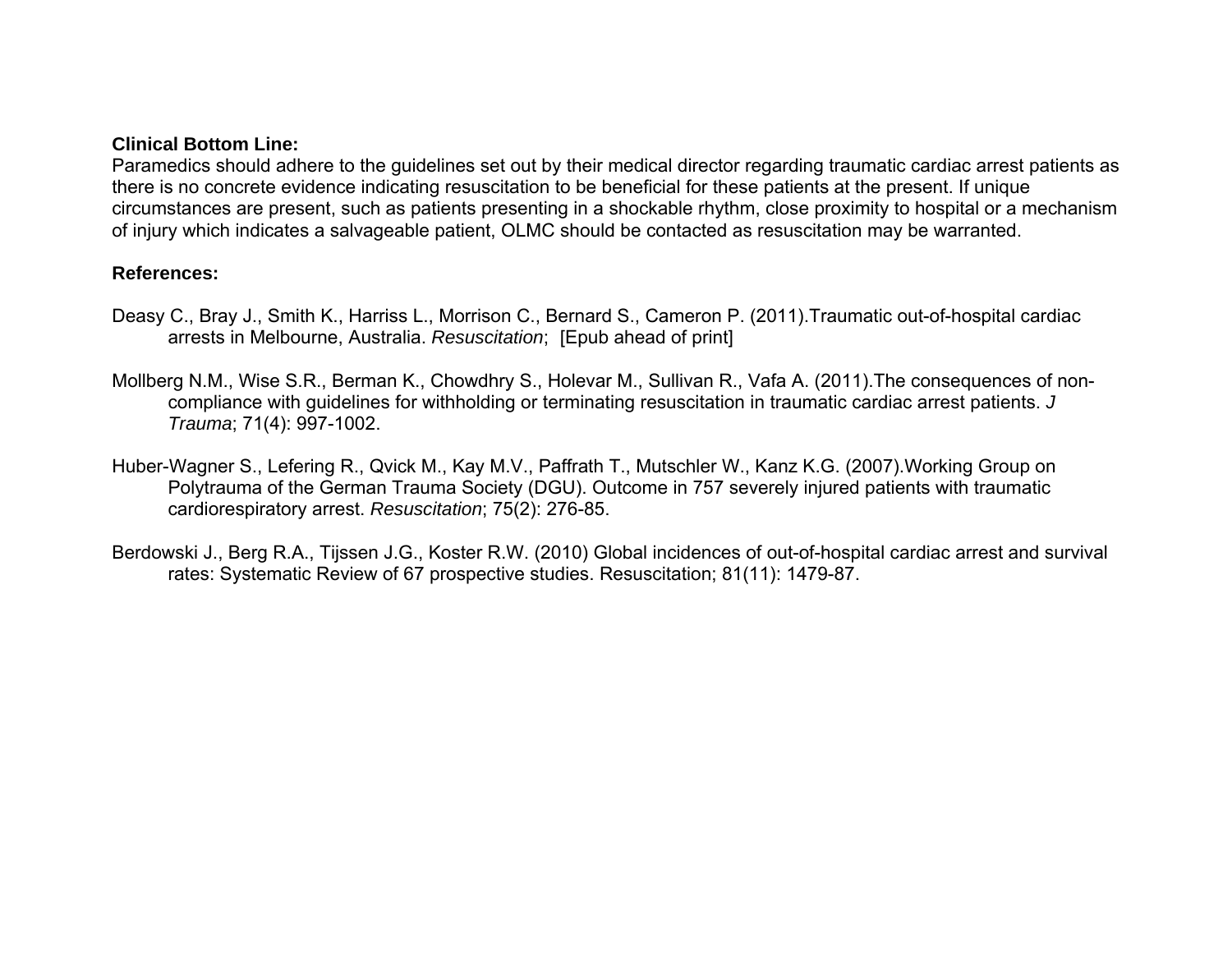**Clinical Bottom Line:**
Paramedics should adhere to the guidelines set out by their medical director regarding traumatic cardiac arrest patients as there is no concrete evidence indicating resuscitation to be beneficial for these patients at the present. If unique circumstances are present, such as patients presenting in a shockable rhythm, close proximity to hospital or a mechanism of injury which indicates a salvageable patient, OLMC should be contacted as resuscitation may be warranted.

**References:**

Deasy C., Bray J., Smith K., Harriss L., Morrison C., Bernard S., Cameron P. (2011).Traumatic out-of-hospital cardiac arrests in Melbourne, Australia. *Resuscitation*;  [Epub ahead of print]

Mollberg N.M., Wise S.R., Berman K., Chowdhry S., Holevar M., Sullivan R., Vafa A. (2011).The consequences of non-compliance with guidelines for withholding or terminating resuscitation in traumatic cardiac arrest patients. *J Trauma*; 71(4): 997-1002.

Huber-Wagner S., Lefering R., Qvick M., Kay M.V., Paffrath T., Mutschler W., Kanz K.G. (2007).Working Group on Polytrauma of the German Trauma Society (DGU). Outcome in 757 severely injured patients with traumatic cardiorespiratory arrest. *Resuscitation*; 75(2): 276-85.

Berdowski J., Berg R.A., Tijssen J.G., Koster R.W. (2010) Global incidences of out-of-hospital cardiac arrest and survival rates: Systematic Review of 67 prospective studies. Resuscitation; 81(11): 1479-87.